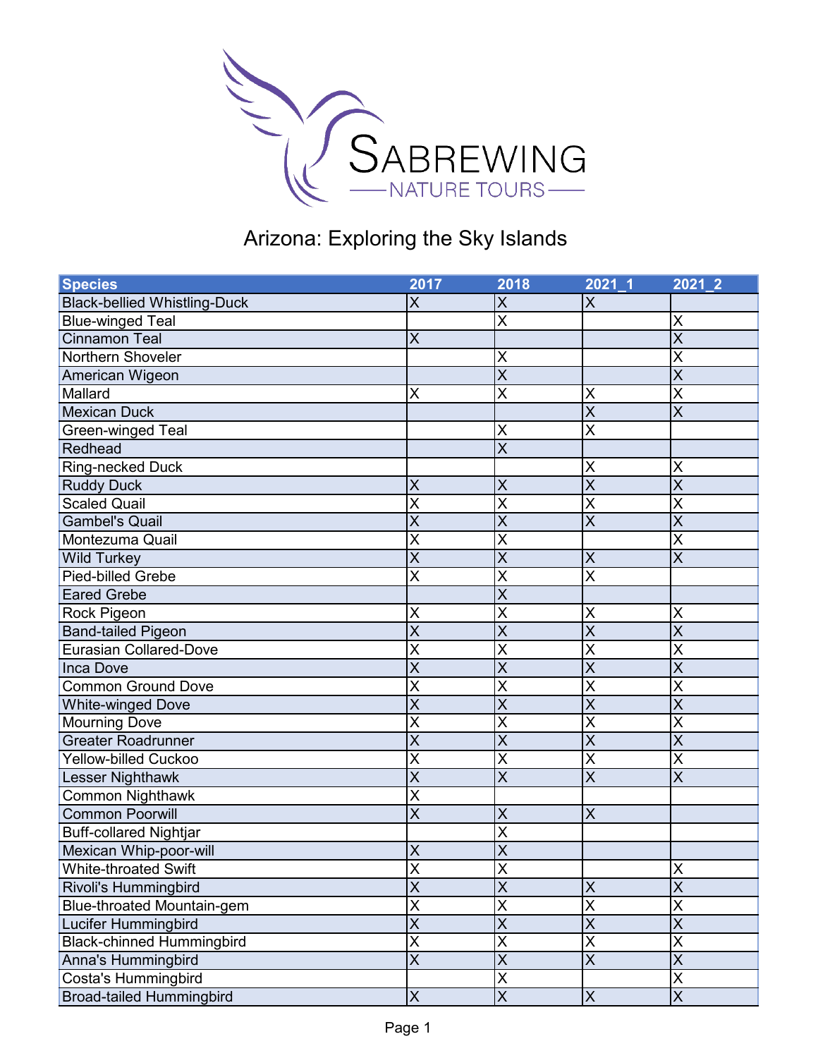SABREWING NATURE TOURS

# Arizona: Exploring the Sky Islands

| Species | 2017 | 2018 | 2021_1 | 2021_2 |
|---|---|---|---|---|
| Black-bellied Whistling-Duck | X | X | X | |
| Blue-winged Teal | | X | | X |
| Cinnamon Teal | X | | | X |
| Northern Shoveler | | X | | X |
| American Wigeon | | X | | X |
| Mallard | X | X | X | X |
| Mexican Duck | | | X | X |
| Green-winged Teal | | X | X | |
| Redhead | | X | | |
| Ring-necked Duck | | | X | X |
| Ruddy Duck | X | X | X | X |
| Scaled Quail | X | X | X | X |
| Gambel's Quail | X | X | X | X |
| Montezuma Quail | X | X | | X |
| Wild Turkey | X | X | X | X |
| Pied-billed Grebe | X | X | X | |
| Eared Grebe | | X | | |
| Rock Pigeon | X | X | X | X |
| Band-tailed Pigeon | X | X | X | X |
| Eurasian Collared-Dove | X | X | X | X |
| Inca Dove | X | X | X | X |
| Common Ground Dove | X | X | X | X |
| White-winged Dove | X | X | X | X |
| Mourning Dove | X | X | X | X |
| Greater Roadrunner | X | X | X | X |
| Yellow-billed Cuckoo | X | X | X | X |
| Lesser Nighthawk | X | X | X | X |
| Common Nighthawk | X | | | |
| Common Poorwill | X | X | X | |
| Buff-collared Nightjar | | X | | |
| Mexican Whip-poor-will | X | X | | |
| White-throated Swift | X | X | | X |
| Rivoli's Hummingbird | X | X | X | X |
| Blue-throated Mountain-gem | X | X | X | X |
| Lucifer Hummingbird | X | X | X | X |
| Black-chinned Hummingbird | X | X | X | X |
| Anna's Hummingbird | X | X | X | X |
| Costa's Hummingbird | | X | | X |
| Broad-tailed Hummingbird | X | X | X | X |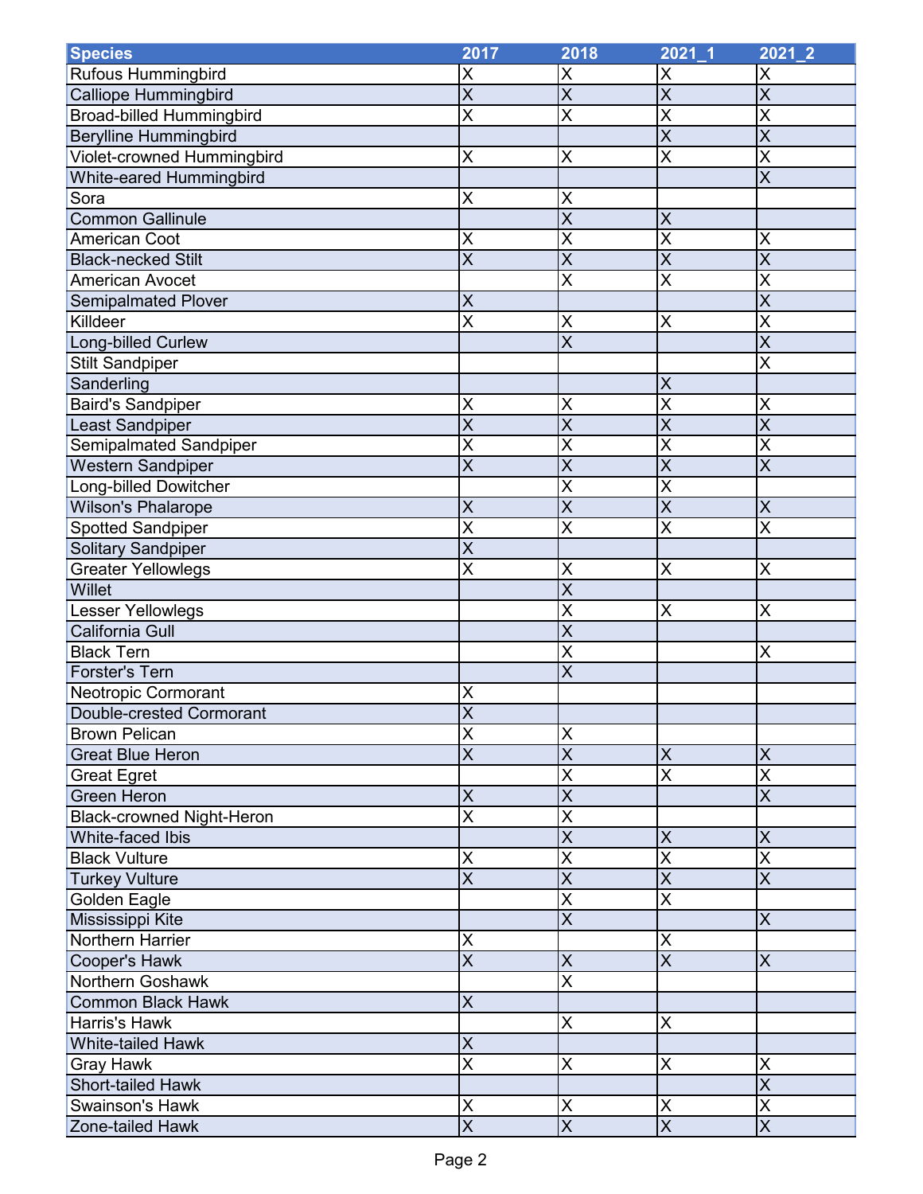| Species | 2017 | 2018 | 2021_1 | 2021_2 |
|---|---|---|---|---|
| Rufous Hummingbird | X | X | X | X |
| Calliope Hummingbird | X | X | X | X |
| Broad-billed Hummingbird | X | X | X | X |
| Berylline Hummingbird | | | X | X |
| Violet-crowned Hummingbird | X | X | X | X |
| White-eared Hummingbird | | | | X |
| Sora | X | X | | |
| Common Gallinule | | X | X | |
| American Coot | X | X | X | X |
| Black-necked Stilt | X | X | X | X |
| American Avocet | | X | X | X |
| Semipalmated Plover | X | | | X |
| Killdeer | X | X | X | X |
| Long-billed Curlew | | X | | X |
| Stilt Sandpiper | | | | X |
| Sanderling | | | X | |
| Baird's Sandpiper | X | X | X | X |
| Least Sandpiper | X | X | X | X |
| Semipalmated Sandpiper | X | X | X | X |
| Western Sandpiper | X | X | X | X |
| Long-billed Dowitcher | | X | X | |
| Wilson's Phalarope | X | X | X | X |
| Spotted Sandpiper | X | X | X | X |
| Solitary Sandpiper | X | | | |
| Greater Yellowlegs | X | X | X | X |
| Willet | | X | | |
| Lesser Yellowlegs | | X | X | X |
| California Gull | | X | | |
| Black Tern | | X | | X |
| Forster's Tern | | X | | |
| Neotropic Cormorant | X | | | |
| Double-crested Cormorant | X | | | |
| Brown Pelican | X | X | | |
| Great Blue Heron | X | X | X | X |
| Great Egret | | X | X | X |
| Green Heron | X | X | | X |
| Black-crowned Night-Heron | X | X | | |
| White-faced Ibis | | X | X | X |
| Black Vulture | X | X | X | X |
| Turkey Vulture | X | X | X | X |
| Golden Eagle | | X | X | |
| Mississippi Kite | | X | | X |
| Northern Harrier | X | | X | |
| Cooper's Hawk | X | X | X | X |
| Northern Goshawk | | X | | |
| Common Black Hawk | X | | | |
| Harris's Hawk | | X | X | |
| White-tailed Hawk | X | | | |
| Gray Hawk | X | X | X | X |
| Short-tailed Hawk | | | | X |
| Swainson's Hawk | X | X | X | X |
| Zone-tailed Hawk | X | X | X | X |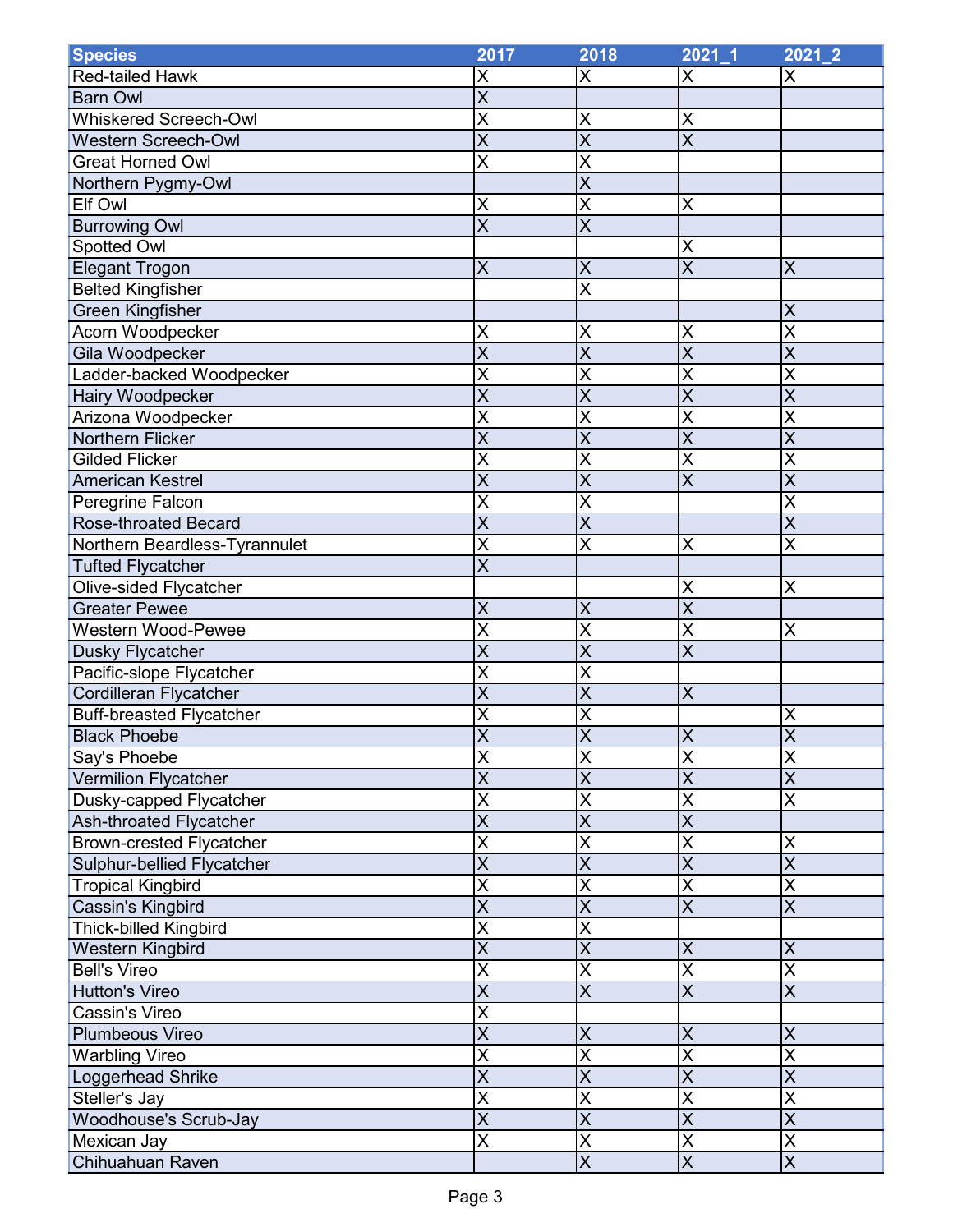| Species | 2017 | 2018 | 2021_1 | 2021_2 |
|---|---|---|---|---|
| Red-tailed Hawk | X | X | X | X |
| Barn Owl | X | | | |
| Whiskered Screech-Owl | X | X | X | |
| Western Screech-Owl | X | X | X | |
| Great Horned Owl | X | X | | |
| Northern Pygmy-Owl | | X | | |
| Elf Owl | X | X | X | |
| Burrowing Owl | X | X | | |
| Spotted Owl | | | X | |
| Elegant Trogon | X | X | X | X |
| Belted Kingfisher | | X | | |
| Green Kingfisher | | | | X |
| Acorn Woodpecker | X | X | X | X |
| Gila Woodpecker | X | X | X | X |
| Ladder-backed Woodpecker | X | X | X | X |
| Hairy Woodpecker | X | X | X | X |
| Arizona Woodpecker | X | X | X | X |
| Northern Flicker | X | X | X | X |
| Gilded Flicker | X | X | X | X |
| American Kestrel | X | X | X | X |
| Peregrine Falcon | X | X | | X |
| Rose-throated Becard | X | X | | X |
| Northern Beardless-Tyrannulet | X | X | X | X |
| Tufted Flycatcher | X | | | |
| Olive-sided Flycatcher | | | X | X |
| Greater Pewee | X | X | X | |
| Western Wood-Pewee | X | X | X | X |
| Dusky Flycatcher | X | X | X | |
| Pacific-slope Flycatcher | X | X | | |
| Cordilleran Flycatcher | X | X | X | |
| Buff-breasted Flycatcher | X | X | | X |
| Black Phoebe | X | X | X | X |
| Say's Phoebe | X | X | X | X |
| Vermilion Flycatcher | X | X | X | X |
| Dusky-capped Flycatcher | X | X | X | X |
| Ash-throated Flycatcher | X | X | X | |
| Brown-crested Flycatcher | X | X | X | X |
| Sulphur-bellied Flycatcher | X | X | X | X |
| Tropical Kingbird | X | X | X | X |
| Cassin's Kingbird | X | X | X | X |
| Thick-billed Kingbird | X | X | | |
| Western Kingbird | X | X | X | X |
| Bell's Vireo | X | X | X | X |
| Hutton's Vireo | X | X | X | X |
| Cassin's Vireo | X | | | |
| Plumbeous Vireo | X | X | X | X |
| Warbling Vireo | X | X | X | X |
| Loggerhead Shrike | X | X | X | X |
| Steller's Jay | X | X | X | X |
| Woodhouse's Scrub-Jay | X | X | X | X |
| Mexican Jay | X | X | X | X |
| Chihuahuan Raven | | X | X | X |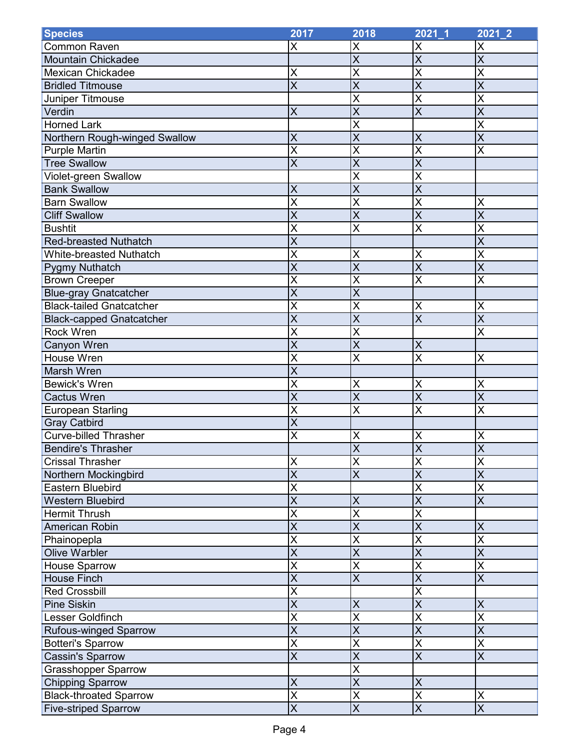| Species | 2017 | 2018 | 2021_1 | 2021_2 |
|---|---|---|---|---|
| Common Raven | X | X | X | X |
| Mountain Chickadee |  | X | X | X |
| Mexican Chickadee | X | X | X | X |
| Bridled Titmouse | X | X | X | X |
| Juniper Titmouse |  | X | X | X |
| Verdin | X | X | X | X |
| Horned Lark |  | X |  | X |
| Northern Rough-winged Swallow | X | X | X | X |
| Purple Martin | X | X | X | X |
| Tree Swallow | X | X | X |  |
| Violet-green Swallow |  | X | X |  |
| Bank Swallow | X | X | X |  |
| Barn Swallow | X | X | X | X |
| Cliff Swallow | X | X | X | X |
| Bushtit | X | X | X | X |
| Red-breasted Nuthatch | X |  |  | X |
| White-breasted Nuthatch | X | X | X | X |
| Pygmy Nuthatch | X | X | X | X |
| Brown Creeper | X | X | X | X |
| Blue-gray Gnatcatcher | X | X |  |  |
| Black-tailed Gnatcatcher | X | X | X | X |
| Black-capped Gnatcatcher | X | X | X | X |
| Rock Wren | X | X |  | X |
| Canyon Wren | X | X | X |  |
| House Wren | X | X | X | X |
| Marsh Wren | X |  |  |  |
| Bewick's Wren | X | X | X | X |
| Cactus Wren | X | X | X | X |
| European Starling | X | X | X | X |
| Gray Catbird | X |  |  |  |
| Curve-billed Thrasher | X | X | X | X |
| Bendire's Thrasher |  | X | X | X |
| Crissal Thrasher | X | X | X | X |
| Northern Mockingbird | X | X | X | X |
| Eastern Bluebird | X |  | X | X |
| Western Bluebird | X | X | X | X |
| Hermit Thrush | X | X | X |  |
| American Robin | X | X | X | X |
| Phainopepla | X | X | X | X |
| Olive Warbler | X | X | X | X |
| House Sparrow | X | X | X | X |
| House Finch | X | X | X | X |
| Red Crossbill | X |  | X |  |
| Pine Siskin | X | X | X | X |
| Lesser Goldfinch | X | X | X | X |
| Rufous-winged Sparrow | X | X | X | X |
| Botteri's Sparrow | X | X | X | X |
| Cassin's Sparrow | X | X | X | X |
| Grasshopper Sparrow |  | X |  |  |
| Chipping Sparrow | X | X | X |  |
| Black-throated Sparrow | X | X | X | X |
| Five-striped Sparrow | X | X | X | X |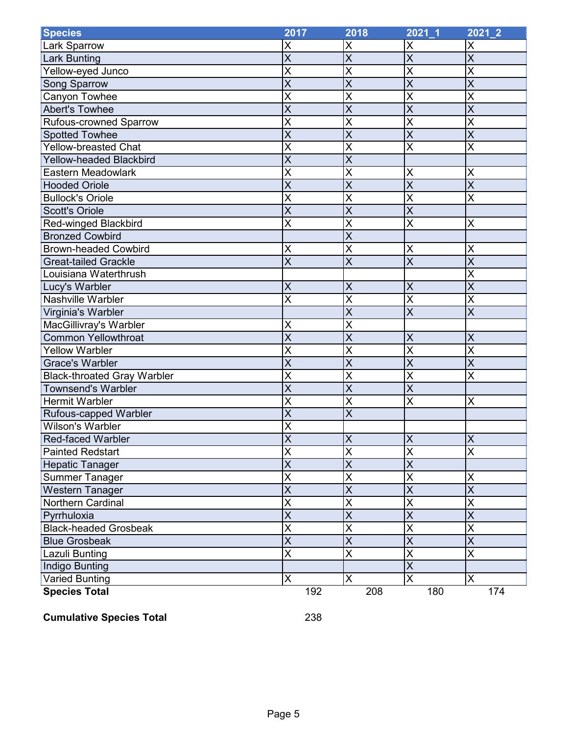| Species | 2017 | 2018 | 2021_1 | 2021_2 |
|---|---|---|---|---|
| Lark Sparrow | X | X | X | X |
| Lark Bunting | X | X | X | X |
| Yellow-eyed Junco | X | X | X | X |
| Song Sparrow | X | X | X | X |
| Canyon Towhee | X | X | X | X |
| Abert's Towhee | X | X | X | X |
| Rufous-crowned Sparrow | X | X | X | X |
| Spotted Towhee | X | X | X | X |
| Yellow-breasted Chat | X | X | X | X |
| Yellow-headed Blackbird | X | X | | |
| Eastern Meadowlark | X | X | X | X |
| Hooded Oriole | X | X | X | X |
| Bullock's Oriole | X | X | X | X |
| Scott's Oriole | X | X | X | |
| Red-winged Blackbird | X | X | X | X |
| Bronzed Cowbird | | X | | |
| Brown-headed Cowbird | X | X | X | X |
| Great-tailed Grackle | X | X | X | X |
| Louisiana Waterthrush | | | | X |
| Lucy's Warbler | X | X | X | X |
| Nashville Warbler | X | X | X | X |
| Virginia's Warbler | | X | X | X |
| MacGillivray's Warbler | X | X | | |
| Common Yellowthroat | X | X | X | X |
| Yellow Warbler | X | X | X | X |
| Grace's Warbler | X | X | X | X |
| Black-throated Gray Warbler | X | X | X | X |
| Townsend's Warbler | X | X | X | |
| Hermit Warbler | X | X | X | X |
| Rufous-capped Warbler | X | X | | |
| Wilson's Warbler | X | | | |
| Red-faced Warbler | X | X | X | X |
| Painted Redstart | X | X | X | X |
| Hepatic Tanager | X | X | X | |
| Summer Tanager | X | X | X | X |
| Western Tanager | X | X | X | X |
| Northern Cardinal | X | X | X | X |
| Pyrrhuloxia | X | X | X | X |
| Black-headed Grosbeak | X | X | X | X |
| Blue Grosbeak | X | X | X | X |
| Lazuli Bunting | X | X | X | X |
| Indigo Bunting | | | X | |
| Varied Bunting | X | X | X | X |
| **Species Total** | 192 | 208 | 180 | 174 |

**Cumulative Species Total** 238